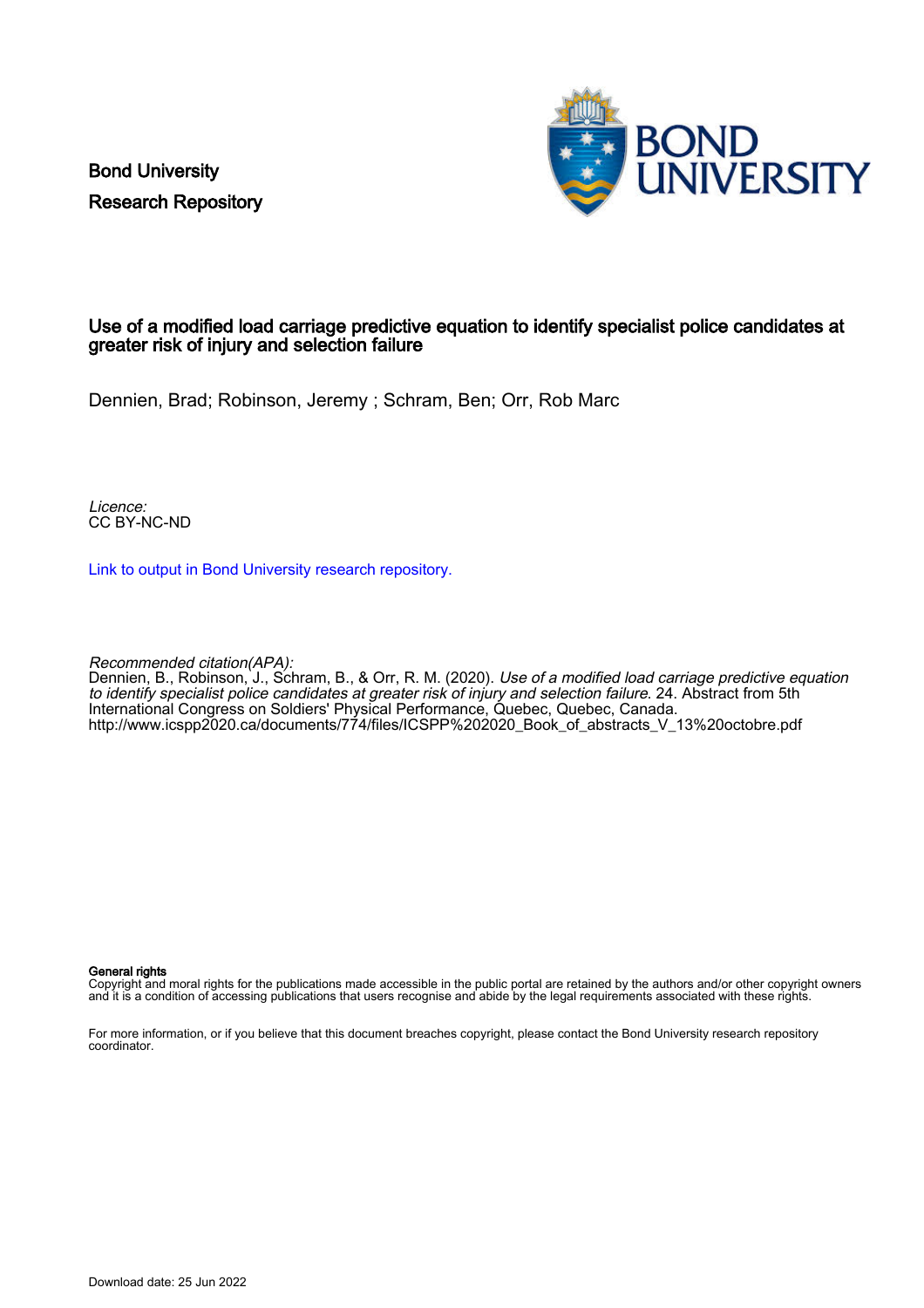Bond University
Research Repository

# Use of a modified load carriage predictive equation to identify specialist police candidates at greater risk of injury and selection failure

Dennien, Brad; Robinson, Jeremy ; Schram, Ben; Orr, Rob Marc

*Licence:*
CC BY-NC-ND

[Link to output in Bond University research repository.](#)

*Recommended citation(APA):*
Dennien, B., Robinson, J., Schram, B., & Orr, R. M. (2020). *Use of a modified load carriage predictive equation to identify specialist police candidates at greater risk of injury and selection failure*. 24. Abstract from 5th International Congress on Soldiers' Physical Performance, Quebec, Quebec, Canada.
http://www.icspp2020.ca/documents/774/files/ICSPP%202020_Book_of_abstracts_V_13%20octobre.pdf

**General rights**
Copyright and moral rights for the publications made accessible in the public portal are retained by the authors and/or other copyright owners and it is a condition of accessing publications that users recognise and abide by the legal requirements associated with these rights.

For more information, or if you believe that this document breaches copyright, please contact the Bond University research repository coordinator.

Download date: 25 Jun 2022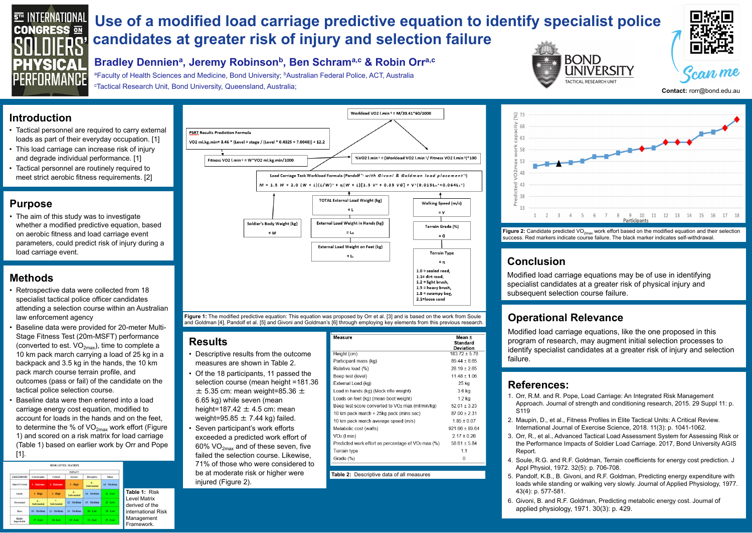# Use of a modified load carriage predictive equation to identify specialist police candidates at greater risk of injury and selection failure

**Bradley Dennien[a], Jeremy Robinson[b], Ben Schram[a,c] & Robin Orr[a,c]**

[a]Faculty of Health Sciences and Medicine, Bond University; [b]Australian Federal Police, ACT, Australia
[c]Tactical Research Unit, Bond University, Queensland, Australia;

Contact: rorr@bond.edu.au

## Introduction

- Tactical personnel are required to carry external loads as part of their everyday occupation. [1]
- This load carriage can increase risk of injury and degrade individual performance. [1]
- Tactical personnel are routinely required to meet strict aerobic fitness requirements. [2]

## Purpose

- The aim of this study was to investigate whether a modified predictive equation, based on aerobic fitness and load carriage event parameters, could predict risk of injury during a load carriage event.

## Methods

- Retrospective data were collected from 18 specialist tactical police officer candidates attending a selection course within an Australian law enforcement agency
- Baseline data were provided for 20-meter Multi-Stage Fitness Test (20m-MSFT) performance (converted to est. $VO_{2max}$), time to complete a 10 km pack march carrying a load of 25 kg in a backpack and 3.5 kg in the hands, the 10 km pack march course terrain profile, and outcomes (pass or fail) of the candidate on the tactical police selection course.
- Baseline data were then entered into a load carriage energy cost equation, modified to account for loads in the hands and on the feet, to determine the % of $VO_{2max}$ work effort (Figure 1) and scored on a risk matrix for load carriage (Table 1) based on earlier work by Orr and Pope [1].

RISK LEVEL MATRIX

| LIKELIHOOD | IMPACT: Catastrophic | Critical | Serious | Disruptive | Minor |
|---|---|---|---|---|---|
| Almost Certain | 1 - Extreme | 2 - Extreme | 5 - High | 9 - Substantial | 16 - Medium |
| Likely | 3 - High | 4 - High | 8 - Substantial | 14 - Medium | 21 - Low |
| Occasional | 6 - Substantial | 7 - Substantial | 12 - Medium | 15 - Medium | 22 - Low |
| Rare | 10 - Medium | 11 - Medium | 13 - Medium | 20 - Low | 24 - Low |
| Highly Improbable | 17 - Low | 18 - Low | 19 - Low | 23 - Low | 25 - Low |

**Table 1:** Risk Level Matrix derived of the international Risk Management Framework.

PSRT Results Prediction Formula

$VO2\ ml.kg.min^{-1} = 3.46 * (\text{Level} + \text{stage} / (\text{Level} * 0.4325 + 7.0048)) + 12.2$

Fitness $VO2\ l.min^{-1} = W * VO2\ ml.kg.min/1000$

Workload $VO2\ l.min^{-1} = M/20.41*60/1000$

$\%VO2\ l.min^{-1} = (\text{Workload } VO2\ l.min^{-1} / \text{Fitness } VO2\ l.min^{-1})*100$

Load Carriage Task Workload Formula (Pandolf [5] *with Givoni & Goldman load placement* [6])

$$M = 1.5\,W + 2.0\,(W + L)(L/W)^2 + \eta(W + L)[1.5\,V^2 + 0.35\,VG] + V^2(0.015L_H^2 + 0.064L_F^2)$$

- Soldier's Body Weight (kg) = W
- TOTAL External Load Weight (kg) = L
- External Load Weight in Hands (kg) = $L_H$
- External Load Weight on Feet (kg) = $L_F$
- Walking Speed (m/s) = V
- Terrain Grade (%) = G
- Terrain Type = η
  - 1.0 = sealed road,
  - 1.1= dirt road,
  - 1.2 = light brush,
  - 1.5 = heavy brush,
  - 1.8 = swampy bog,
  - 2.1=loose sand

**Figure 1:** The modified predictive equation: This equation was proposed by Orr et al. [3] and is based on the work from Soule and Goldman [4], Pandolf et al. [5] and Givoni and Goldman's [6] through employing key elements from this previous research.

## Results

- Descriptive results from the outcome measures are shown in Table 2.
- Of the 18 participants, 11 passed the selection course (mean height =181.36 ± 5.35 cm: mean weight=85.36 ± 6.65 kg) while seven (mean height=187.42 ± 4.5 cm: mean weight=95.85 ± 7.44 kg) failed.
- Seven participant's work efforts exceeded a predicted work effort of 60% $VO_{2max}$ and of these seven, five failed the selection course. Likewise, 71% of those who were considered to be at moderate risk or higher were injured (Figure 2).

| Measure | Mean ± Standard Deviation |
|---|---|
| Height (cm) | 183.72 ± 5.78 |
| Participant mass (kg) | 89.44 ± 8.65 |
| Relative load (%) | 28.19 ± 2.65 |
| Beep test (level) | 11.48 ± 1.06 |
| External Load (kg) | 25 kg |
| Load in hands (kg) (Mock rifle weight) | 3.6 kg |
| Loads on feet (kg) (mean boot weight) | 1.2 kg |
| Beep test score converted to VO2 max (ml/min/kg) | 52.01 ± 3.23 |
| 10 km pack march + 25kg pack (mins:sec) | 87.00 ± 2.31 |
| 10 km pack march average speed (m/s) | 1.85 ± 0.07 |
| Metabolic cost (watts) | 921.66 ± 89.64 |
| VO2 (l.min) | 2.17 ± 0.26 |
| Predicted work effort as percentage of VO2 max (%) | 58.61 ± 5.84 |
| Terrain type | 1.1 |
| Grade (%) | 0 |

**Table 2:** Descriptive data of all measures

Predicted VO2max work capacity (%)
73, 68, 63, 58, 53, 48, 43, 38, 33
Participants
1 2 3 4 5 6 7 8 9 10 11 12 13 14 15 16 17 18

**Figure 2:** Candidate predicted $VO_{2max}$ work effort based on the modified equation and their selection success. Red markers indicate course failure. The black marker indicates self-withdrawal.

## Conclusion

Modified load carriage equations may be of use in identifying specialist candidates at a greater risk of physical injury and subsequent selection course failure.

## Operational Relevance

Modified load carriage equations, like the one proposed in this program of research, may augment initial selection processes to identify specialist candidates at a greater risk of injury and selection failure.

## References:

1. Orr, R.M. and R. Pope, Load Carriage: An Integrated Risk Management Approach. Journal of strength and conditioning research, 2015. 29 Suppl 11: p. S119
2. Maupin, D., et al., Fitness Profiles in Elite Tactical Units: A Critical Review. International Journal of Exercise Science, 2018. 11(3): p. 1041-1062.
3. Orr, R., et al., Advanced Tactical Load Assessment System for Assessing Risk or the Performance Impacts of Soldier Load Carriage. 2017, Bond University AGIS Report.
4. Soule, R.G. and R.F. Goldman, Terrain coefficients for energy cost prediction. J Appl Physiol, 1972. 32(5): p. 706-708.
5. Pandolf, K.B., B. Givoni, and R.F. Goldman, Predicting energy expenditure with loads while standing or walking very slowly. Journal of Applied Physiology, 1977. 43(4): p. 577-581.
6. Givoni, B. and R.F. Goldman, Predicting metabolic energy cost. Journal of applied physiology, 1971. 30(3): p. 429.